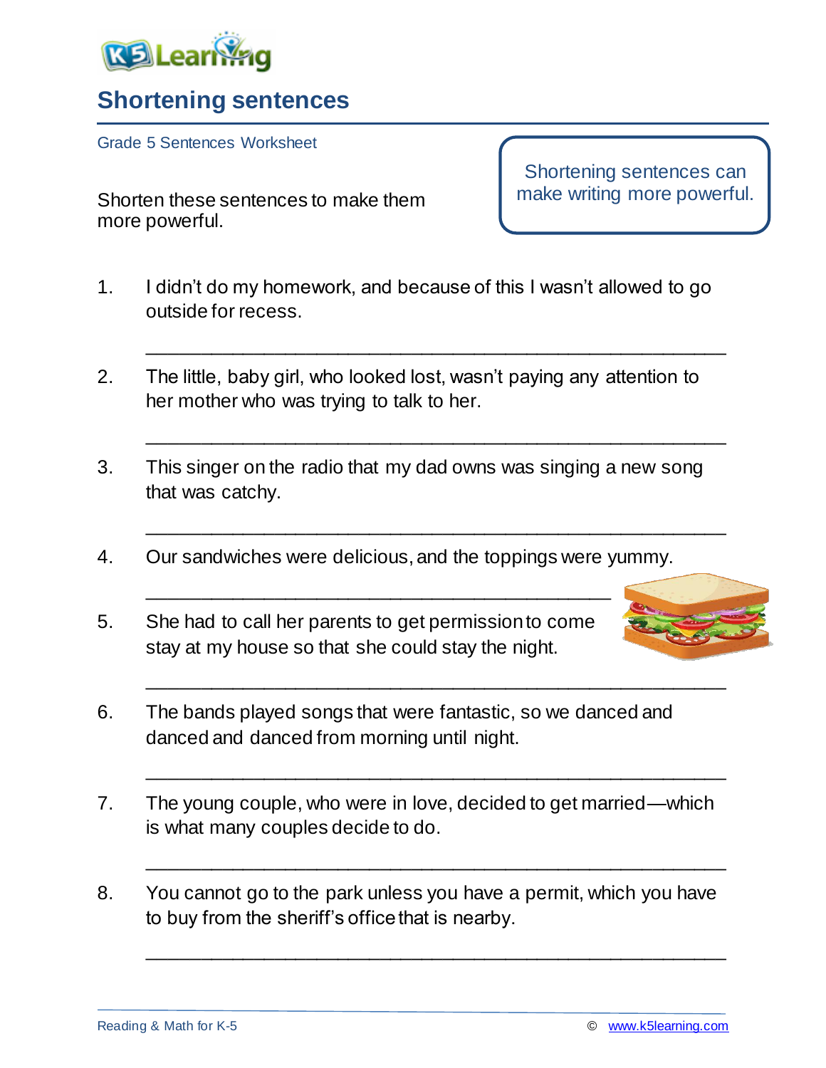# Shortening sentences

Grade 5 Sentences Worksheet

Shorten these sentences to make them more powerful.

> Shortening sentences can make writing more powerful.

1. I didn't do my homework, and because of this I wasn't allowed to go outside for recess.

   ______________________________________________

2. The little, baby girl, who looked lost, wasn't paying any attention to her mother who was trying to talk to her.

   ______________________________________________

3. This singer on the radio that my dad owns was singing a new song that was catchy.

   ______________________________________________

4. Our sandwiches were delicious, and the toppings were yummy.

   ______________________________________________

5. She had to call her parents to get permission to come stay at my house so that she could stay the night.

   ______________________________________________

6. The bands played songs that were fantastic, so we danced and danced and danced from morning until night.

   ______________________________________________

7. The young couple, who were in love, decided to get married—which is what many couples decide to do.

   ______________________________________________

8. You cannot go to the park unless you have a permit, which you have to buy from the sheriff's office that is nearby.

   ______________________________________________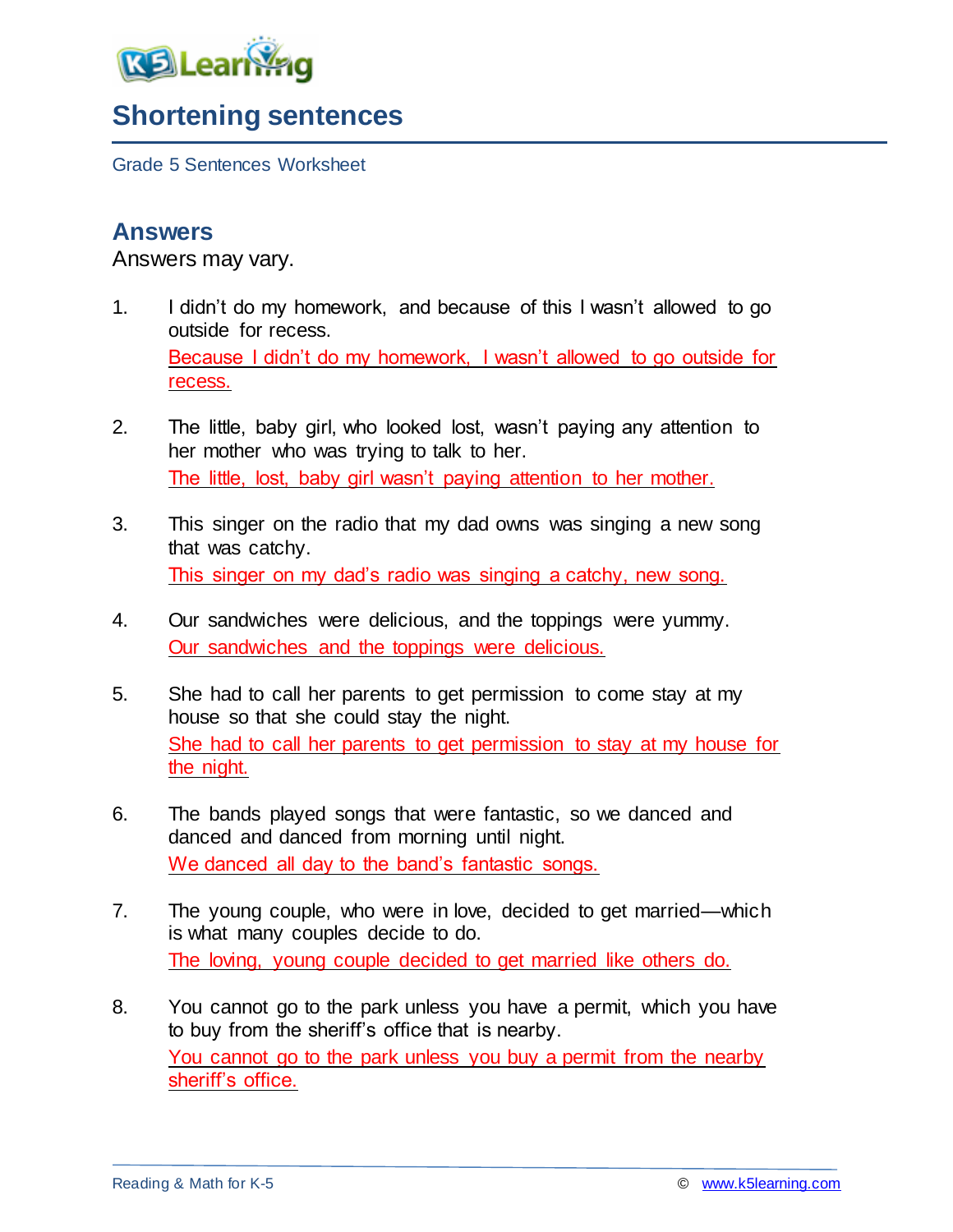# Shortening sentences

Grade 5 Sentences Worksheet

## Answers

Answers may vary.

1. I didn't do my homework, and because of this I wasn't allowed to go outside for recess.
   Because I didn't do my homework, I wasn't allowed to go outside for recess.

2. The little, baby girl, who looked lost, wasn't paying any attention to her mother who was trying to talk to her.
   The little, lost, baby girl wasn't paying attention to her mother.

3. This singer on the radio that my dad owns was singing a new song that was catchy.
   This singer on my dad's radio was singing a catchy, new song.

4. Our sandwiches were delicious, and the toppings were yummy.
   Our sandwiches and the toppings were delicious.

5. She had to call her parents to get permission to come stay at my house so that she could stay the night.
   She had to call her parents to get permission to stay at my house for the night.

6. The bands played songs that were fantastic, so we danced and danced and danced from morning until night.
   We danced all day to the band's fantastic songs.

7. The young couple, who were in love, decided to get married—which is what many couples decide to do.
   The loving, young couple decided to get married like others do.

8. You cannot go to the park unless you have a permit, which you have to buy from the sheriff's office that is nearby.
   You cannot go to the park unless you buy a permit from the nearby sheriff's office.